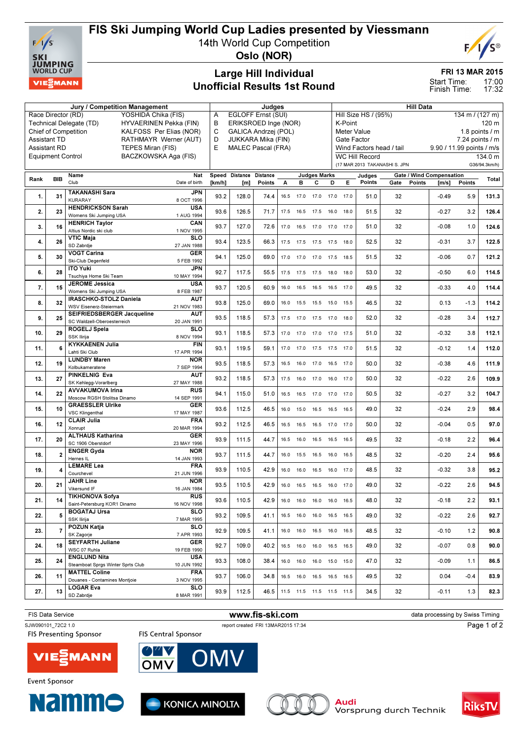# FIS Ski Jumping World Cup Ladies presented by Viessmann

14th World Cup Competition

**Oslo (NOR)**

## Large Hill Individual
## Unofficial Results 1st Round

**FRI 13 MAR 2015**

Start Time: 17:00
Finish Time: 17:32

| Jury / Competition Management | | Judges | | Hill Data | |
|---|---|---|---|---|---|
| Race Director (RD) | YOSHIDA Chika (FIS) | A | EGLOFF Ernst (SUI) | Hill Size HS / (95%) | 134 m / (127 m) |
| Technical Delegate (TD) | HYVAERINEN Pekka (FIN) | B | ERIKSROED Inge (NOR) | K-Point | 120 m |
| Chief of Competition | KALFOSS Per Elias (NOR) | C | GALICA Andrzej (POL) | Meter Value | 1.8 points / m |
| Assistant TD | RATHMAYR Werner (AUT) | D | JUKKARA Mika (FIN) | Gate Factor | 7.24 points / m |
| Assistant RD | TEPES Miran (FIS) | E | MALEC Pascal (FRA) | Wind Factors head / tail | 9.90 / 11.99 points / m/s |
| Equipment Control | BACZKOWSKA Aga (FIS) | | | WC Hill Record | 134.0 m |
| | | | | (17 MAR 2013 TAKANASHI S. JPN | G36/94.3km/h) |

| Rank | BIB | Name / Club | Nat / Date of birth | Speed [km/h] | Distance [m] | Distance Points | A | B | C | D | E | Judges Points | Gate | Gate Points | Wind [m/s] | Wind Points | Total |
|---|---|---|---|---|---|---|---|---|---|---|---|---|---|---|---|---|---|
| 1. | 31 | TAKANASHI Sara / KURARAY | JPN / 8 OCT 1996 | 93.2 | 128.0 | 74.4 | 16.5 | 17.0 | 17.0 | 17.0 | 17.0 | 51.0 | 32 | | -0.49 | 5.9 | 131.3 |
| 2. | 23 | HENDRICKSON Sarah / Womens Ski Jumping USA | USA / 1 AUG 1994 | 93.6 | 126.5 | 71.7 | 17.5 | 16.5 | 17.5 | 16.0 | 18.0 | 51.5 | 32 | | -0.27 | 3.2 | 126.4 |
| 3. | 16 | HENRICH Taylor / Altius Nordic ski club | CAN / 1 NOV 1995 | 93.7 | 127.0 | 72.6 | 17.0 | 16.5 | 17.0 | 17.0 | 17.0 | 51.0 | 32 | | -0.08 | 1.0 | 124.6 |
| 4. | 26 | VTIC Maja / SD Zabrdje | SLO / 27 JAN 1988 | 93.4 | 123.5 | 66.3 | 17.5 | 17.5 | 17.5 | 17.5 | 18.0 | 52.5 | 32 | | -0.31 | 3.7 | 122.5 |
| 5. | 30 | VOGT Carina / Ski-Club Degenfeld | GER / 5 FEB 1992 | 94.1 | 125.0 | 69.0 | 17.0 | 17.0 | 17.0 | 17.5 | 18.5 | 51.5 | 32 | | -0.06 | 0.7 | 121.2 |
| 6. | 28 | ITO Yuki / Tsuchiya Home Ski Team | JPN / 10 MAY 1994 | 92.7 | 117.5 | 55.5 | 17.5 | 17.5 | 17.5 | 18.0 | 18.0 | 53.0 | 32 | | -0.50 | 6.0 | 114.5 |
| 7. | 15 | JEROME Jessica / Womens Ski Jumping USA | USA / 8 FEB 1987 | 93.7 | 120.5 | 60.9 | 16.0 | 16.5 | 16.5 | 16.5 | 17.0 | 49.5 | 32 | | -0.33 | 4.0 | 114.4 |
| 8. | 32 | IRASCHKO-STOLZ Daniela / WSV Eisenerz-Steiermark | AUT / 21 NOV 1983 | 93.8 | 125.0 | 69.0 | 16.0 | 15.5 | 15.5 | 15.0 | 15.5 | 46.5 | 32 | | 0.13 | -1.3 | 114.2 |
| 9. | 25 | SEIFRIEDSBERGER Jacqueline / SC Waldzell-Oberoesterreich | AUT / 20 JAN 1991 | 93.5 | 118.5 | 57.3 | 17.5 | 17.0 | 17.5 | 17.0 | 18.0 | 52.0 | 32 | | -0.28 | 3.4 | 112.7 |
| 10. | 29 | ROGELJ Spela / SSK Ilirija | SLO / 8 NOV 1994 | 93.1 | 118.5 | 57.3 | 17.0 | 17.0 | 17.0 | 17.0 | 17.5 | 51.0 | 32 | | -0.32 | 3.8 | 112.1 |
| 11. | 6 | KYKKAENEN Julia / Lahti Ski Club | FIN / 17 APR 1994 | 93.1 | 119.5 | 59.1 | 17.0 | 17.0 | 17.5 | 17.5 | 17.0 | 51.5 | 32 | | -0.12 | 1.4 | 112.0 |
| 12. | 19 | LUNDBY Maren / Kolbukameratene | NOR / 7 SEP 1994 | 93.5 | 118.5 | 57.3 | 16.5 | 16.0 | 17.0 | 16.5 | 17.0 | 50.0 | 32 | | -0.38 | 4.6 | 111.9 |
| 13. | 27 | PINKELNIG Eva / SK Kehlegg-Vorarlberg | AUT / 27 MAY 1988 | 93.2 | 118.5 | 57.3 | 17.5 | 16.0 | 17.0 | 16.0 | 17.0 | 50.0 | 32 | | -0.22 | 2.6 | 109.9 |
| 14. | 22 | AVVAKUMOVA Irina / Moscow RGSH Stolitsa Dinamo | RUS / 14 SEP 1991 | 94.1 | 115.0 | 51.0 | 16.5 | 16.5 | 17.0 | 17.0 | 17.0 | 50.5 | 32 | | -0.27 | 3.2 | 104.7 |
| 15. | 10 | GRAESSLER Ulrike / VSC Klingenthal | GER / 17 MAY 1987 | 93.6 | 112.5 | 46.5 | 16.0 | 15.0 | 16.5 | 16.5 | 16.5 | 49.0 | 32 | | -0.24 | 2.9 | 98.4 |
| 16. | 12 | CLAIR Julia / Xonrupt | FRA / 20 MAR 1994 | 93.2 | 112.5 | 46.5 | 16.5 | 16.5 | 16.5 | 17.0 | 17.0 | 50.0 | 32 | | -0.04 | 0.5 | 97.0 |
| 17. | 20 | ALTHAUS Katharina / SC 1906 Oberstdorf | GER / 23 MAY 1996 | 93.9 | 111.5 | 44.7 | 16.5 | 16.0 | 16.5 | 16.5 | 16.5 | 49.5 | 32 | | -0.18 | 2.2 | 96.4 |
| 18. | 2 | ENGER Gyda / Hernes IL | NOR / 14 JAN 1993 | 93.7 | 111.5 | 44.7 | 16.0 | 15.5 | 16.5 | 16.0 | 16.5 | 48.5 | 32 | | -0.20 | 2.4 | 95.6 |
| 19. | 4 | LEMARE Lea / Courchevel | FRA / 21 JUN 1996 | 93.9 | 110.5 | 42.9 | 16.0 | 16.0 | 16.5 | 16.0 | 17.0 | 48.5 | 32 | | -0.32 | 3.8 | 95.2 |
| 20. | 21 | JAHR Line / Vikersund IF | NOR / 16 JAN 1984 | 93.5 | 110.5 | 42.9 | 16.0 | 16.5 | 16.5 | 16.0 | 17.0 | 49.0 | 32 | | -0.22 | 2.6 | 94.5 |
| 21. | 14 | TIKHONOVA Sofya / Saint-Petersburg KOR1 Dinamo | RUS / 16 NOV 1998 | 93.6 | 110.5 | 42.9 | 16.0 | 16.0 | 16.0 | 16.0 | 16.5 | 48.0 | 32 | | -0.18 | 2.2 | 93.1 |
| 22. | 5 | BOGATAJ Ursa / SSK Ilirija | SLO / 7 MAR 1995 | 93.2 | 109.5 | 41.1 | 16.5 | 16.0 | 16.0 | 16.5 | 16.5 | 49.0 | 32 | | -0.22 | 2.6 | 92.7 |
| 23. | 7 | POZUN Katja / SK Zagorje | SLO / 7 APR 1993 | 92.9 | 109.5 | 41.1 | 16.0 | 16.0 | 16.5 | 16.0 | 16.5 | 48.5 | 32 | | -0.10 | 1.2 | 90.8 |
| 24. | 18 | SEYFARTH Juliane / WSC 07 Ruhla | GER / 19 FEB 1990 | 92.7 | 109.0 | 40.2 | 16.5 | 16.0 | 16.0 | 16.5 | 16.5 | 49.0 | 32 | | -0.07 | 0.8 | 90.0 |
| 25. | 24 | ENGLUND Nita / Steamboat Sprgs Winter Sprts Club | USA / 10 JUN 1992 | 93.3 | 108.0 | 38.4 | 16.0 | 16.0 | 16.0 | 15.0 | 15.0 | 47.0 | 32 | | -0.09 | 1.1 | 86.5 |
| 26. | 11 | MATTEL Coline / Douanes - Contamines Montjoie | FRA / 3 NOV 1995 | 93.7 | 106.0 | 34.8 | 16.5 | 16.0 | 16.5 | 16.5 | 16.5 | 49.5 | 32 | | 0.04 | -0.4 | 83.9 |
| 27. | 13 | LOGAR Eva / SD Zabrdje | SLO / 8 MAR 1991 | 93.9 | 112.5 | 46.5 | 11.5 | 11.5 | 11.5 | 11.5 | 11.5 | 34.5 | 32 | | -0.11 | 1.3 | 82.3 |

FIS Data Service www.fis-ski.com data processing by Swiss Timing

SJW090101_72C2 1.0 report created FRI 13MAR2015 17:34

FIS Presenting Sponsor: VIESSMANN
FIS Central Sponsor: OMV
Event Sponsor: Nammo, KONICA MINOLTA, Audi Vorsprung durch Technik, RiksTV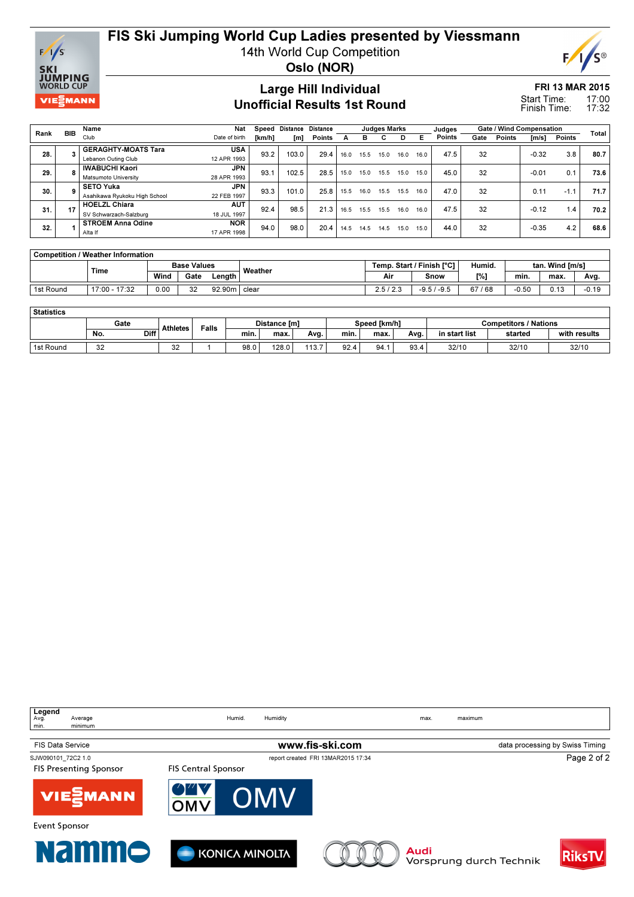# FIS Ski Jumping World Cup Ladies presented by Viessmann

14th World Cup Competition

**Oslo (NOR)**

## Large Hill Individual
## Unofficial Results 1st Round

**FRI 13 MAR 2015**
Start Time: 17:00
Finish Time: 17:32

| Rank | BIB | Name / Club | Nat / Date of birth | Speed [km/h] | Distance [m] | Distance Points | A | B | C | D | E | Judges Points | Gate | Gate Points | Wind [m/s] | Wind Points | Total |
|---|---|---|---|---|---|---|---|---|---|---|---|---|---|---|---|---|---|
| 28. | 3 | GERAGHTY-MOATS Tara / Lebanon Outing Club | USA / 12 APR 1993 | 93.2 | 103.0 | 29.4 | 16.0 | 15.5 | 15.0 | 16.0 | 16.0 | 47.5 | 32 | | -0.32 | 3.8 | 80.7 |
| 29. | 8 | IWABUCHI Kaori / Matsumoto University | JPN / 28 APR 1993 | 93.1 | 102.5 | 28.5 | 15.0 | 15.0 | 15.5 | 15.0 | 15.0 | 45.0 | 32 | | -0.01 | 0.1 | 73.6 |
| 30. | 9 | SETO Yuka / Asahikawa Ryukoku High School | JPN / 22 FEB 1997 | 93.3 | 101.0 | 25.8 | 15.5 | 16.0 | 15.5 | 15.5 | 16.0 | 47.0 | 32 | | 0.11 | -1.1 | 71.7 |
| 31. | 17 | HOELZL Chiara / SV Schwarzach-Salzburg | AUT / 18 JUL 1997 | 92.4 | 98.5 | 21.3 | 16.5 | 15.5 | 15.5 | 16.0 | 16.0 | 47.5 | 32 | | -0.12 | 1.4 | 70.2 |
| 32. | 1 | STROEM Anna Odine / Alta If | NOR / 17 APR 1998 | 94.0 | 98.0 | 20.4 | 14.5 | 14.5 | 14.5 | 15.0 | 15.0 | 44.0 | 32 | | -0.35 | 4.2 | 68.6 |

### Competition / Weather Information

| | Time | Base Values Wind | Base Values Gate | Base Values Length | Weather | Temp. Start / Finish [°C] Air | Temp. Start / Finish [°C] Snow | Humid. [%] | tan. Wind [m/s] min. | tan. Wind [m/s] max. | tan. Wind [m/s] Avg. |
|---|---|---|---|---|---|---|---|---|---|---|---|
| 1st Round | 17:00 - 17:32 | 0.00 | 32 | 92.90m | clear | 2.5 / 2.3 | -9.5 / -9.5 | 67 / 68 | -0.50 | 0.13 | -0.19 |

### Statistics

| | Gate No. | Gate Diff | Athletes | Falls | Distance [m] min. | Distance [m] max. | Distance [m] Avg. | Speed [km/h] min. | Speed [km/h] max. | Speed [km/h] Avg. | Competitors / Nations in start list | Competitors / Nations started | Competitors / Nations with results |
|---|---|---|---|---|---|---|---|---|---|---|---|---|---|
| 1st Round | 32 | | 32 | 1 | 98.0 | 128.0 | 113.7 | 92.4 | 94.1 | 93.4 | 32/10 | 32/10 | 32/10 |

**Legend**
Avg. Average
min. minimum
Humid. Humidity
max. maximum

FIS Data Service — www.fis-ski.com — data processing by Swiss Timing

SJW090101_72C2 1.0 — report created FRI 13MAR2015 17:34

FIS Presenting Sponsor — FIS Central Sponsor

Event Sponsor